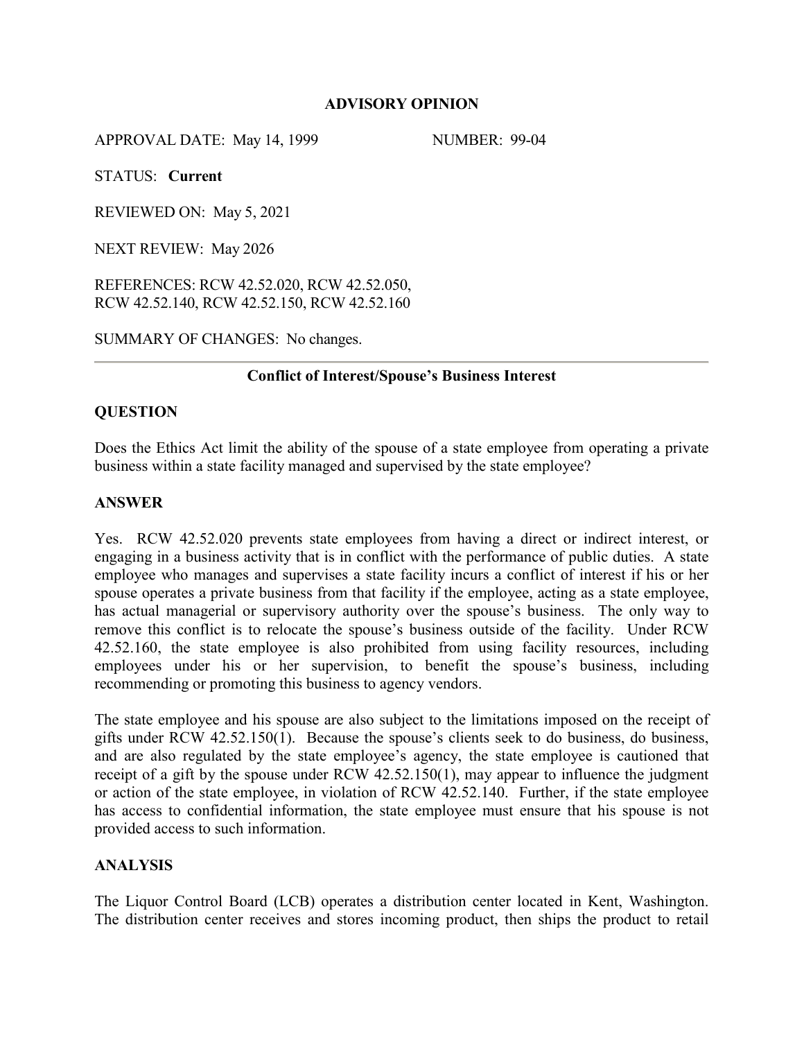# ADVISORY OPINION

APPROVAL DATE: May 14, 1999 NUMBER: 99-04

STATUS: **Current**

REVIEWED ON: May 5, 2021

NEXT REVIEW: May 2026

REFERENCES: RCW 42.52.020, RCW 42.52.050, RCW 42.52.140, RCW 42.52.150, RCW 42.52.160

SUMMARY OF CHANGES: No changes.

---

## Conflict of Interest/Spouse's Business Interest

## QUESTION

Does the Ethics Act limit the ability of the spouse of a state employee from operating a private business within a state facility managed and supervised by the state employee?

## ANSWER

Yes. RCW 42.52.020 prevents state employees from having a direct or indirect interest, or engaging in a business activity that is in conflict with the performance of public duties. A state employee who manages and supervises a state facility incurs a conflict of interest if his or her spouse operates a private business from that facility if the employee, acting as a state employee, has actual managerial or supervisory authority over the spouse's business. The only way to remove this conflict is to relocate the spouse's business outside of the facility. Under RCW 42.52.160, the state employee is also prohibited from using facility resources, including employees under his or her supervision, to benefit the spouse's business, including recommending or promoting this business to agency vendors.

The state employee and his spouse are also subject to the limitations imposed on the receipt of gifts under RCW 42.52.150(1). Because the spouse's clients seek to do business, do business, and are also regulated by the state employee's agency, the state employee is cautioned that receipt of a gift by the spouse under RCW 42.52.150(1), may appear to influence the judgment or action of the state employee, in violation of RCW 42.52.140. Further, if the state employee has access to confidential information, the state employee must ensure that his spouse is not provided access to such information.

## ANALYSIS

The Liquor Control Board (LCB) operates a distribution center located in Kent, Washington. The distribution center receives and stores incoming product, then ships the product to retail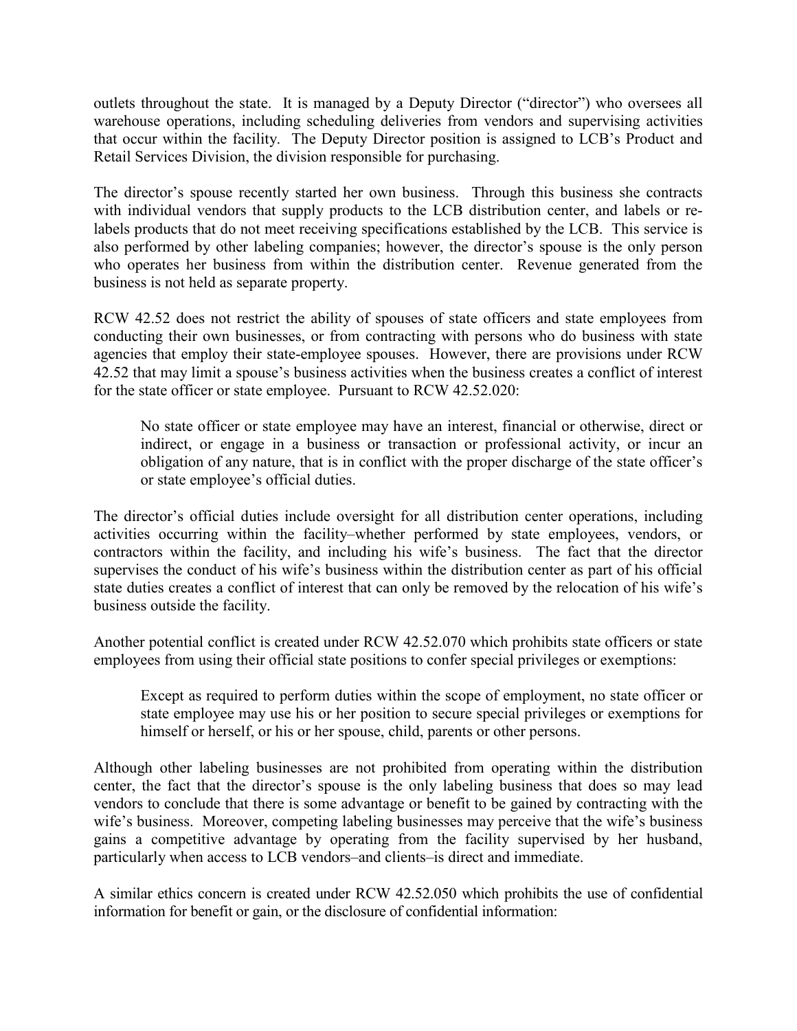outlets throughout the state. It is managed by a Deputy Director ("director") who oversees all warehouse operations, including scheduling deliveries from vendors and supervising activities that occur within the facility. The Deputy Director position is assigned to LCB's Product and Retail Services Division, the division responsible for purchasing.

The director's spouse recently started her own business. Through this business she contracts with individual vendors that supply products to the LCB distribution center, and labels or re-labels products that do not meet receiving specifications established by the LCB. This service is also performed by other labeling companies; however, the director's spouse is the only person who operates her business from within the distribution center. Revenue generated from the business is not held as separate property.

RCW 42.52 does not restrict the ability of spouses of state officers and state employees from conducting their own businesses, or from contracting with persons who do business with state agencies that employ their state-employee spouses. However, there are provisions under RCW 42.52 that may limit a spouse's business activities when the business creates a conflict of interest for the state officer or state employee. Pursuant to RCW 42.52.020:

> No state officer or state employee may have an interest, financial or otherwise, direct or indirect, or engage in a business or transaction or professional activity, or incur an obligation of any nature, that is in conflict with the proper discharge of the state officer's or state employee's official duties.

The director's official duties include oversight for all distribution center operations, including activities occurring within the facility–whether performed by state employees, vendors, or contractors within the facility, and including his wife's business. The fact that the director supervises the conduct of his wife's business within the distribution center as part of his official state duties creates a conflict of interest that can only be removed by the relocation of his wife's business outside the facility.

Another potential conflict is created under RCW 42.52.070 which prohibits state officers or state employees from using their official state positions to confer special privileges or exemptions:

> Except as required to perform duties within the scope of employment, no state officer or state employee may use his or her position to secure special privileges or exemptions for himself or herself, or his or her spouse, child, parents or other persons.

Although other labeling businesses are not prohibited from operating within the distribution center, the fact that the director's spouse is the only labeling business that does so may lead vendors to conclude that there is some advantage or benefit to be gained by contracting with the wife's business. Moreover, competing labeling businesses may perceive that the wife's business gains a competitive advantage by operating from the facility supervised by her husband, particularly when access to LCB vendors–and clients–is direct and immediate.

A similar ethics concern is created under RCW 42.52.050 which prohibits the use of confidential information for benefit or gain, or the disclosure of confidential information: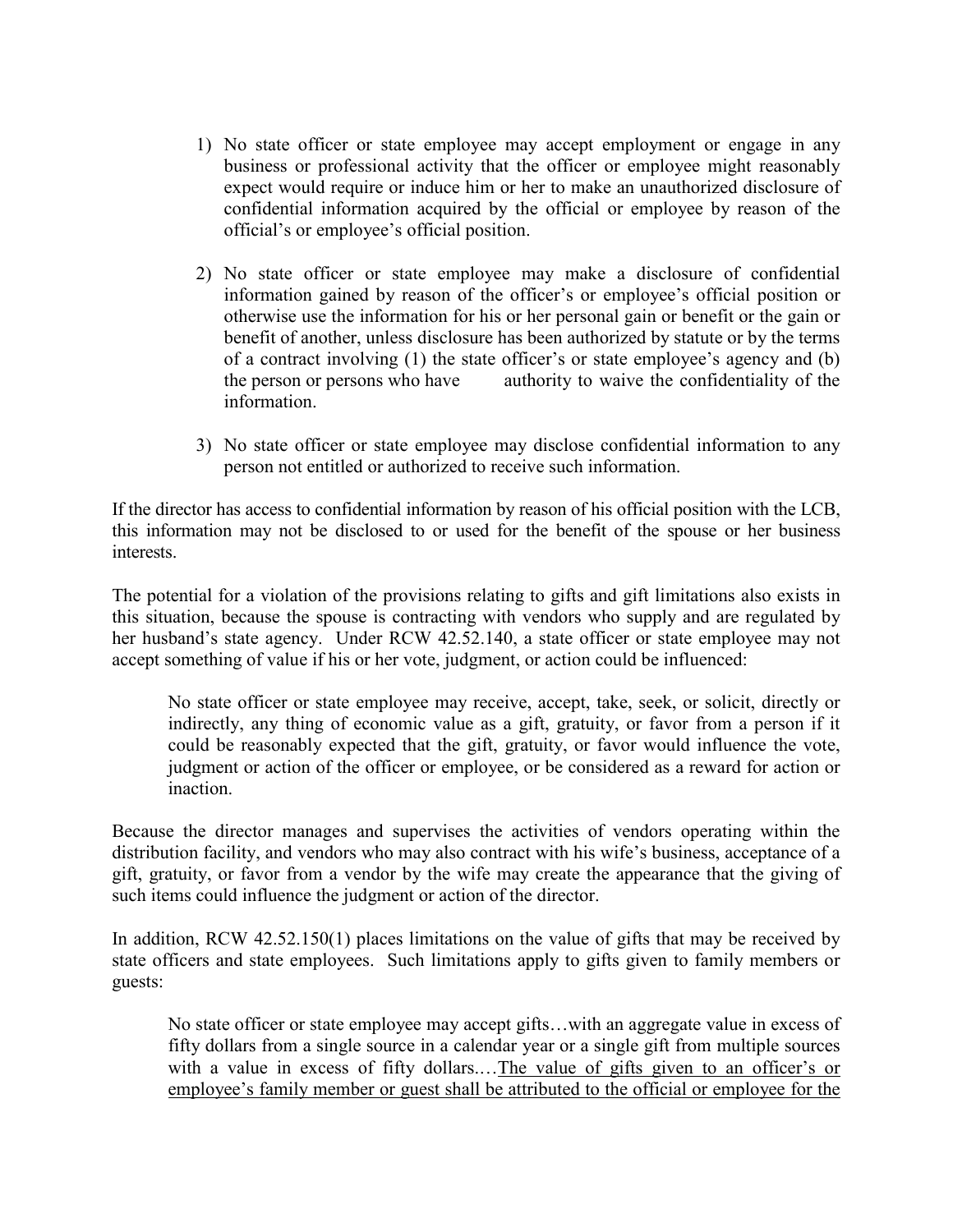1) No state officer or state employee may accept employment or engage in any business or professional activity that the officer or employee might reasonably expect would require or induce him or her to make an unauthorized disclosure of confidential information acquired by the official or employee by reason of the official's or employee's official position.

2) No state officer or state employee may make a disclosure of confidential information gained by reason of the officer's or employee's official position or otherwise use the information for his or her personal gain or benefit or the gain or benefit of another, unless disclosure has been authorized by statute or by the terms of a contract involving (1) the state officer's or state employee's agency and (b) the person or persons who have authority to waive the confidentiality of the information.

3) No state officer or state employee may disclose confidential information to any person not entitled or authorized to receive such information.

If the director has access to confidential information by reason of his official position with the LCB, this information may not be disclosed to or used for the benefit of the spouse or her business interests.

The potential for a violation of the provisions relating to gifts and gift limitations also exists in this situation, because the spouse is contracting with vendors who supply and are regulated by her husband's state agency. Under RCW 42.52.140, a state officer or state employee may not accept something of value if his or her vote, judgment, or action could be influenced:

> No state officer or state employee may receive, accept, take, seek, or solicit, directly or indirectly, any thing of economic value as a gift, gratuity, or favor from a person if it could be reasonably expected that the gift, gratuity, or favor would influence the vote, judgment or action of the officer or employee, or be considered as a reward for action or inaction.

Because the director manages and supervises the activities of vendors operating within the distribution facility, and vendors who may also contract with his wife's business, acceptance of a gift, gratuity, or favor from a vendor by the wife may create the appearance that the giving of such items could influence the judgment or action of the director.

In addition, RCW 42.52.150(1) places limitations on the value of gifts that may be received by state officers and state employees. Such limitations apply to gifts given to family members or guests:

> No state officer or state employee may accept gifts…with an aggregate value in excess of fifty dollars from a single source in a calendar year or a single gift from multiple sources with a value in excess of fifty dollars.…<u>The value of gifts given to an officer's or employee's family member or guest shall be attributed to the official or employee for the</u>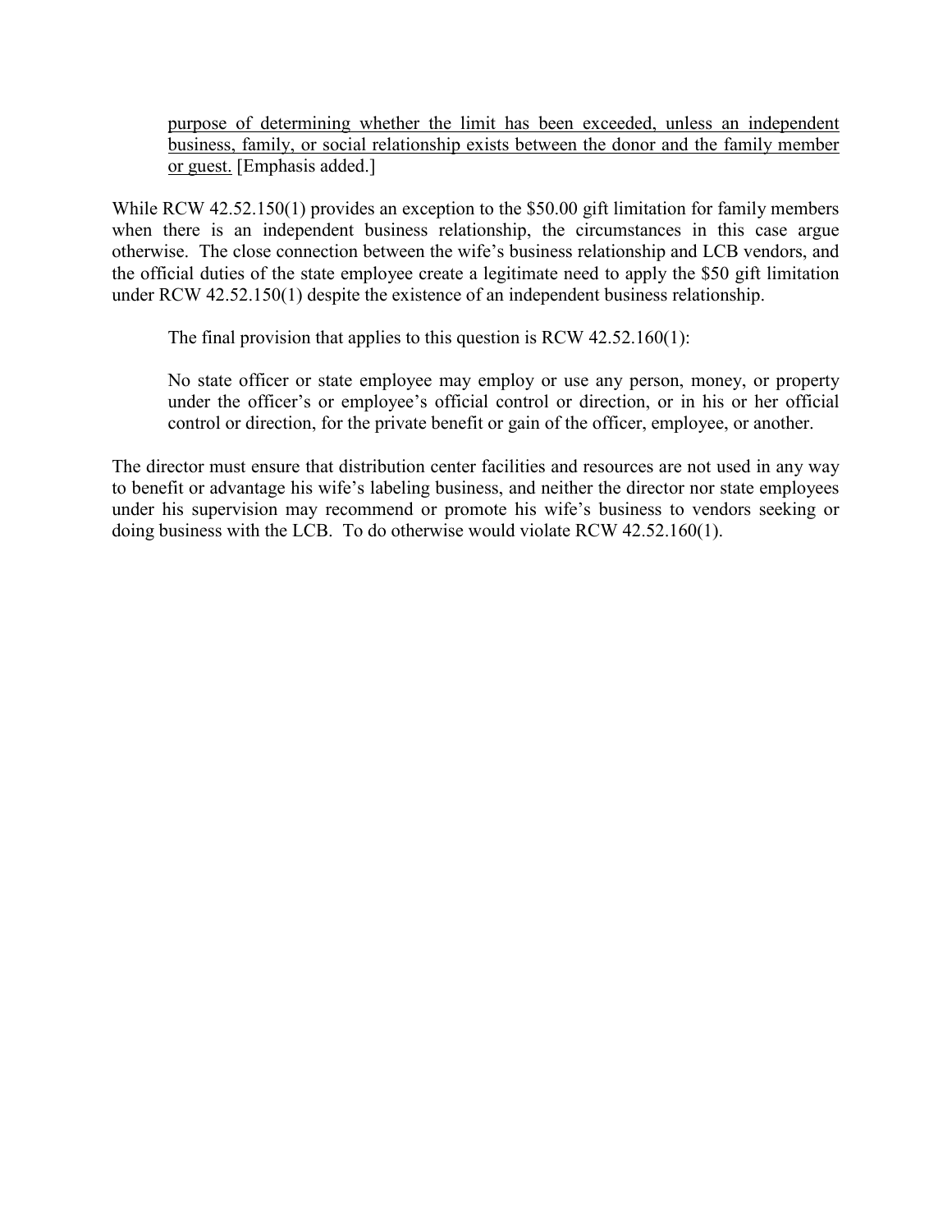purpose of determining whether the limit has been exceeded, unless an independent business, family, or social relationship exists between the donor and the family member or guest. [Emphasis added.]

While RCW 42.52.150(1) provides an exception to the $50.00 gift limitation for family members when there is an independent business relationship, the circumstances in this case argue otherwise. The close connection between the wife's business relationship and LCB vendors, and the official duties of the state employee create a legitimate need to apply the $50 gift limitation under RCW 42.52.150(1) despite the existence of an independent business relationship.

The final provision that applies to this question is RCW 42.52.160(1):

> No state officer or state employee may employ or use any person, money, or property under the officer's or employee's official control or direction, or in his or her official control or direction, for the private benefit or gain of the officer, employee, or another.

The director must ensure that distribution center facilities and resources are not used in any way to benefit or advantage his wife's labeling business, and neither the director nor state employees under his supervision may recommend or promote his wife's business to vendors seeking or doing business with the LCB. To do otherwise would violate RCW 42.52.160(1).